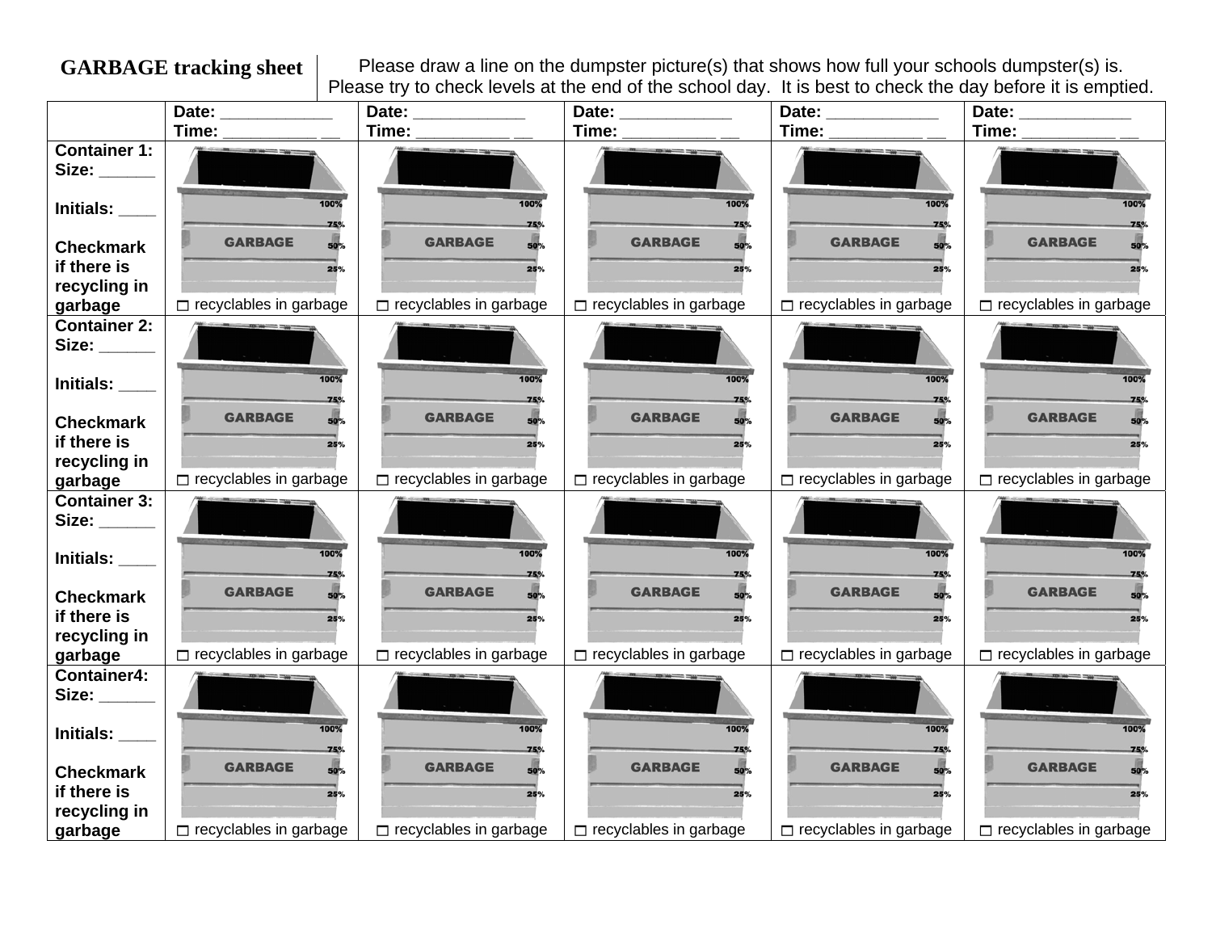**GARBAGE tracking sheet**

Please draw a line on the dumpster picture(s) that shows how full your schools dumpster(s) is.
Please try to check levels at the end of the school day. It is best to check the day before it is emptied.

| | Date: ____________ Time: __________ __ | Date: ____________ Time: __________ __ | Date: ____________ Time: __________ __ | Date: ____________ Time: __________ __ | Date: ____________ Time: __________ __ |
|---|---|---|---|---|---|
| **Container 1:** Size: ______ Initials: ____ Checkmark if there is recycling in garbage | 100% 75% GARBAGE 50% 25% ☐ recyclables in garbage | 100% 75% GARBAGE 50% 25% ☐ recyclables in garbage | 100% 75% GARBAGE 50% 25% ☐ recyclables in garbage | 100% 75% GARBAGE 50% 25% ☐ recyclables in garbage | 100% 75% GARBAGE 50% 25% ☐ recyclables in garbage |
| **Container 2:** Size: ______ Initials: ____ Checkmark if there is recycling in garbage | 100% 75% GARBAGE 50% 25% ☐ recyclables in garbage | 100% 75% GARBAGE 50% 25% ☐ recyclables in garbage | 100% 75% GARBAGE 50% 25% ☐ recyclables in garbage | 100% 75% GARBAGE 50% 25% ☐ recyclables in garbage | 100% 75% GARBAGE 50% 25% ☐ recyclables in garbage |
| **Container 3:** Size: ______ Initials: ____ Checkmark if there is recycling in garbage | 100% 75% GARBAGE 50% 25% ☐ recyclables in garbage | 100% 75% GARBAGE 50% 25% ☐ recyclables in garbage | 100% 75% GARBAGE 50% 25% ☐ recyclables in garbage | 100% 75% GARBAGE 50% 25% ☐ recyclables in garbage | 100% 75% GARBAGE 50% 25% ☐ recyclables in garbage |
| **Container4:** Size: ______ Initials: ____ Checkmark if there is recycling in garbage | 100% 75% GARBAGE 50% 25% ☐ recyclables in garbage | 100% 75% GARBAGE 50% 25% ☐ recyclables in garbage | 100% 75% GARBAGE 50% 25% ☐ recyclables in garbage | 100% 75% GARBAGE 50% 25% ☐ recyclables in garbage | 100% 75% GARBAGE 50% 25% ☐ recyclables in garbage |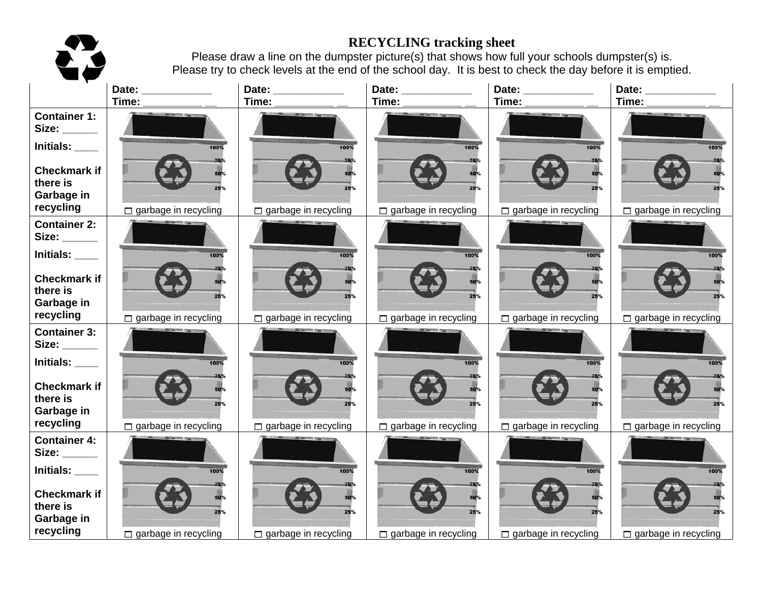# RECYCLING tracking sheet

Please draw a line on the dumpster picture(s) that shows how full your schools dumpster(s) is.
Please try to check levels at the end of the school day. It is best to check the day before it is emptied.

| | **Date:** ____________ **Time:** __________ __ | **Date:** ____________ **Time:** __________ __ | **Date:** ____________ **Time:** __________ __ | **Date:** ____________ **Time:** __________ __ | **Date:** ____________ **Time:** __________ __ |
|---|---|---|---|---|---|
| **Container 1: Size:** ______ **Initials:** ____ **Checkmark if there is Garbage in recycling** | 100% 75% 50% 25% ☐ garbage in recycling | 100% 75% 50% 25% ☐ garbage in recycling | 100% 75% 50% 25% ☐ garbage in recycling | 100% 75% 50% 25% ☐ garbage in recycling | 100% 75% 50% 25% ☐ garbage in recycling |
| **Container 2: Size:** ______ **Initials:** ____ **Checkmark if there is Garbage in recycling** | 100% 75% 50% 25% ☐ garbage in recycling | 100% 75% 50% 25% ☐ garbage in recycling | 100% 75% 50% 25% ☐ garbage in recycling | 100% 75% 50% 25% ☐ garbage in recycling | 100% 75% 50% 25% ☐ garbage in recycling |
| **Container 3: Size:** ______ **Initials:** ____ **Checkmark if there is Garbage in recycling** | 100% 75% 50% 25% ☐ garbage in recycling | 100% 75% 50% 25% ☐ garbage in recycling | 100% 75% 50% 25% ☐ garbage in recycling | 100% 75% 50% 25% ☐ garbage in recycling | 100% 75% 50% 25% ☐ garbage in recycling |
| **Container 4: Size:** ______ **Initials:** ____ **Checkmark if there is Garbage in recycling** | 100% 75% 50% 25% ☐ garbage in recycling | 100% 75% 50% 25% ☐ garbage in recycling | 100% 75% 50% 25% ☐ garbage in recycling | 100% 75% 50% 25% ☐ garbage in recycling | 100% 75% 50% 25% ☐ garbage in recycling |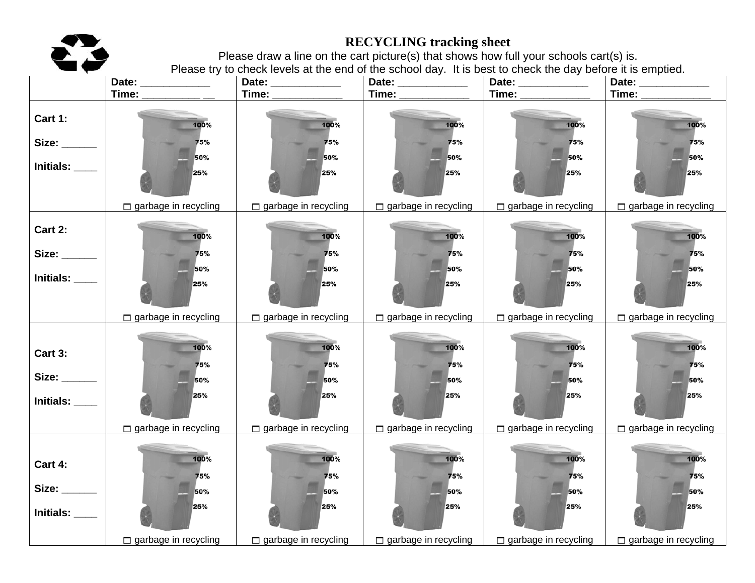# RECYCLING tracking sheet

Please draw a line on the cart picture(s) that shows how full your schools cart(s) is.
Please try to check levels at the end of the school day. It is best to check the day before it is emptied.

| | **Date:** ___________ **Time:** __________ __ | **Date:** ___________ **Time:** ___________ | **Date:** ___________ **Time:** ___________ | **Date:** ___________ **Time:** ___________ | **Date:** ___________ **Time:** ___________ |
|---|---|---|---|---|---|
| **Cart 1:** **Size:** ______ **Initials:** ____ | 100% 75% 50% 25% ☐ garbage in recycling | 100% 75% 50% 25% ☐ garbage in recycling | 100% 75% 50% 25% ☐ garbage in recycling | 100% 75% 50% 25% ☐ garbage in recycling | 100% 75% 50% 25% ☐ garbage in recycling |
| **Cart 2:** **Size:** ______ **Initials:** ____ | 100% 75% 50% 25% ☐ garbage in recycling | 100% 75% 50% 25% ☐ garbage in recycling | 100% 75% 50% 25% ☐ garbage in recycling | 100% 75% 50% 25% ☐ garbage in recycling | 100% 75% 50% 25% ☐ garbage in recycling |
| **Cart 3:** **Size:** ______ **Initials:** ____ | 100% 75% 50% 25% ☐ garbage in recycling | 100% 75% 50% 25% ☐ garbage in recycling | 100% 75% 50% 25% ☐ garbage in recycling | 100% 75% 50% 25% ☐ garbage in recycling | 100% 75% 50% 25% ☐ garbage in recycling |
| **Cart 4:** **Size:** ______ **Initials:** ____ | 100% 75% 50% 25% ☐ garbage in recycling | 100% 75% 50% 25% ☐ garbage in recycling | 100% 75% 50% 25% ☐ garbage in recycling | 100% 75% 50% 25% ☐ garbage in recycling | 100% 75% 50% 25% ☐ garbage in recycling |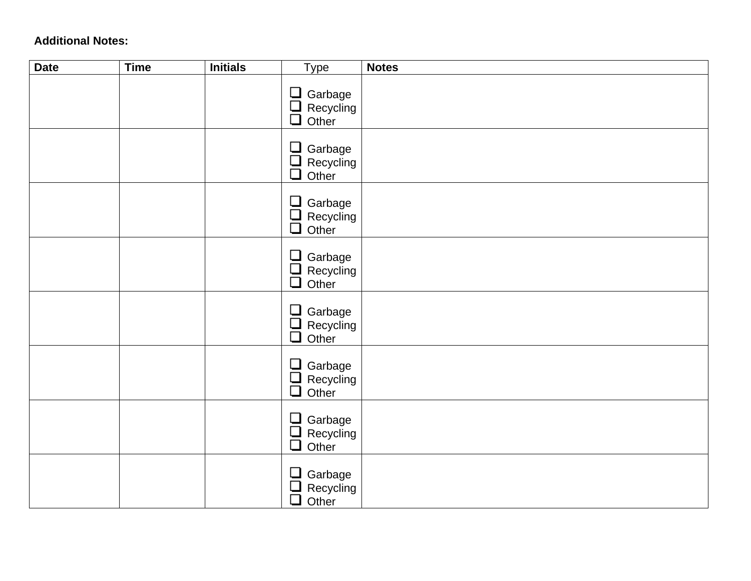**Additional Notes:**

| **Date** | **Time** | **Initials** | Type | **Notes** |
|---|---|---|---|---|
| | | | ❑ Garbage<br>❑ Recycling<br>❑ Other | |
| | | | ❑ Garbage<br>❑ Recycling<br>❑ Other | |
| | | | ❑ Garbage<br>❑ Recycling<br>❑ Other | |
| | | | ❑ Garbage<br>❑ Recycling<br>❑ Other | |
| | | | ❑ Garbage<br>❑ Recycling<br>❑ Other | |
| | | | ❑ Garbage<br>❑ Recycling<br>❑ Other | |
| | | | ❑ Garbage<br>❑ Recycling<br>❑ Other | |
| | | | ❑ Garbage<br>❑ Recycling<br>❑ Other | |